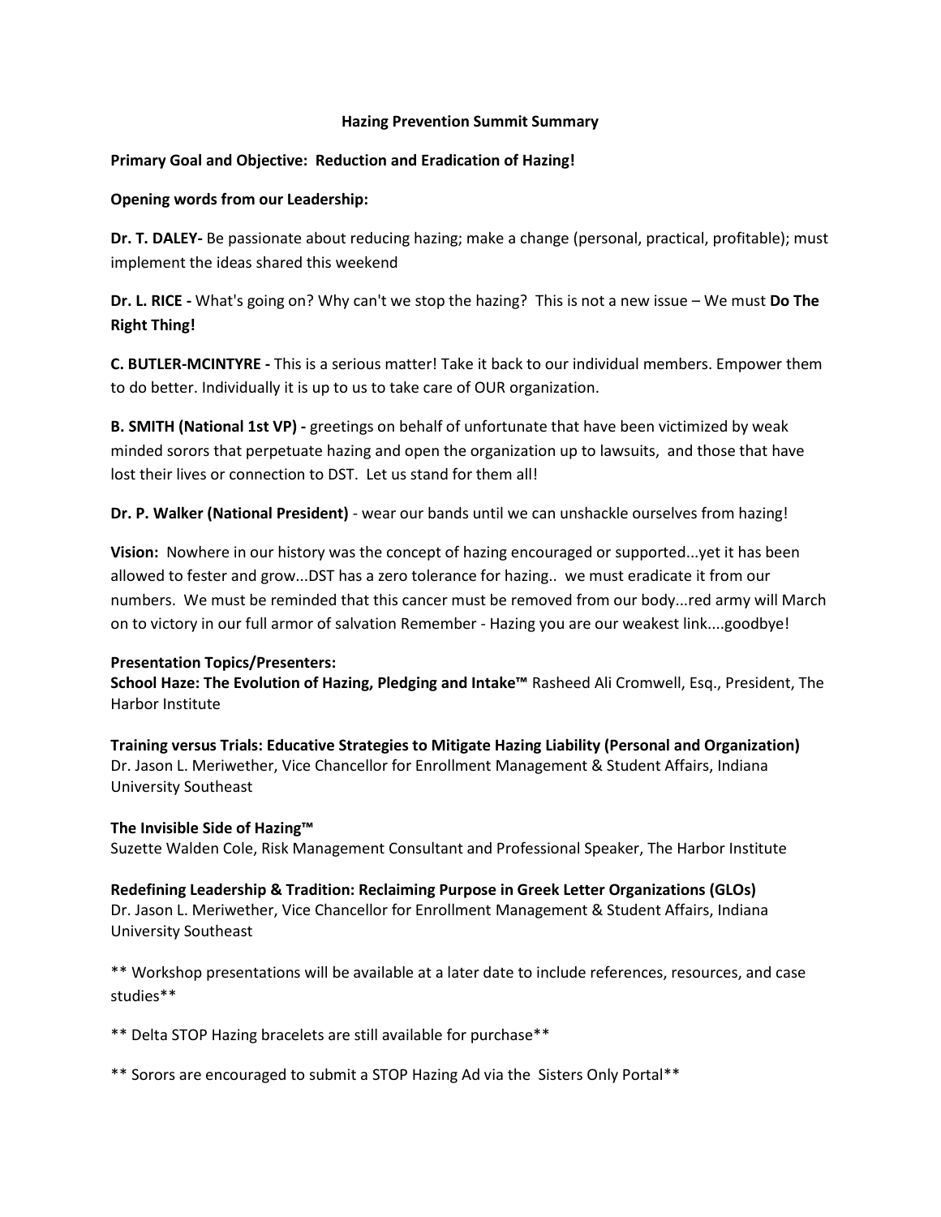# Hazing Prevention Summit Summary

**Primary Goal and Objective: Reduction and Eradication of Hazing!**

**Opening words from our Leadership:**

**Dr. T. DALEY-** Be passionate about reducing hazing; make a change (personal, practical, profitable); must implement the ideas shared this weekend

**Dr. L. RICE -** What's going on? Why can't we stop the hazing? This is not a new issue – We must **Do The Right Thing!**

**C. BUTLER-MCINTYRE -** This is a serious matter! Take it back to our individual members. Empower them to do better. Individually it is up to us to take care of OUR organization.

**B. SMITH (National 1st VP) -** greetings on behalf of unfortunate that have been victimized by weak minded sorors that perpetuate hazing and open the organization up to lawsuits, and those that have lost their lives or connection to DST. Let us stand for them all!

**Dr. P. Walker (National President)** - wear our bands until we can unshackle ourselves from hazing!

**Vision:** Nowhere in our history was the concept of hazing encouraged or supported...yet it has been allowed to fester and grow...DST has a zero tolerance for hazing.. we must eradicate it from our numbers. We must be reminded that this cancer must be removed from our body...red army will March on to victory in our full armor of salvation Remember - Hazing you are our weakest link....goodbye!

**Presentation Topics/Presenters:**

**School Haze: The Evolution of Hazing, Pledging and Intake™** Rasheed Ali Cromwell, Esq., President, The Harbor Institute

**Training versus Trials: Educative Strategies to Mitigate Hazing Liability (Personal and Organization)**
Dr. Jason L. Meriwether, Vice Chancellor for Enrollment Management & Student Affairs, Indiana University Southeast

**The Invisible Side of Hazing™**
Suzette Walden Cole, Risk Management Consultant and Professional Speaker, The Harbor Institute

**Redefining Leadership & Tradition: Reclaiming Purpose in Greek Letter Organizations (GLOs)**
Dr. Jason L. Meriwether, Vice Chancellor for Enrollment Management & Student Affairs, Indiana University Southeast

** Workshop presentations will be available at a later date to include references, resources, and case studies**

** Delta STOP Hazing bracelets are still available for purchase**

** Sorors are encouraged to submit a STOP Hazing Ad via the Sisters Only Portal**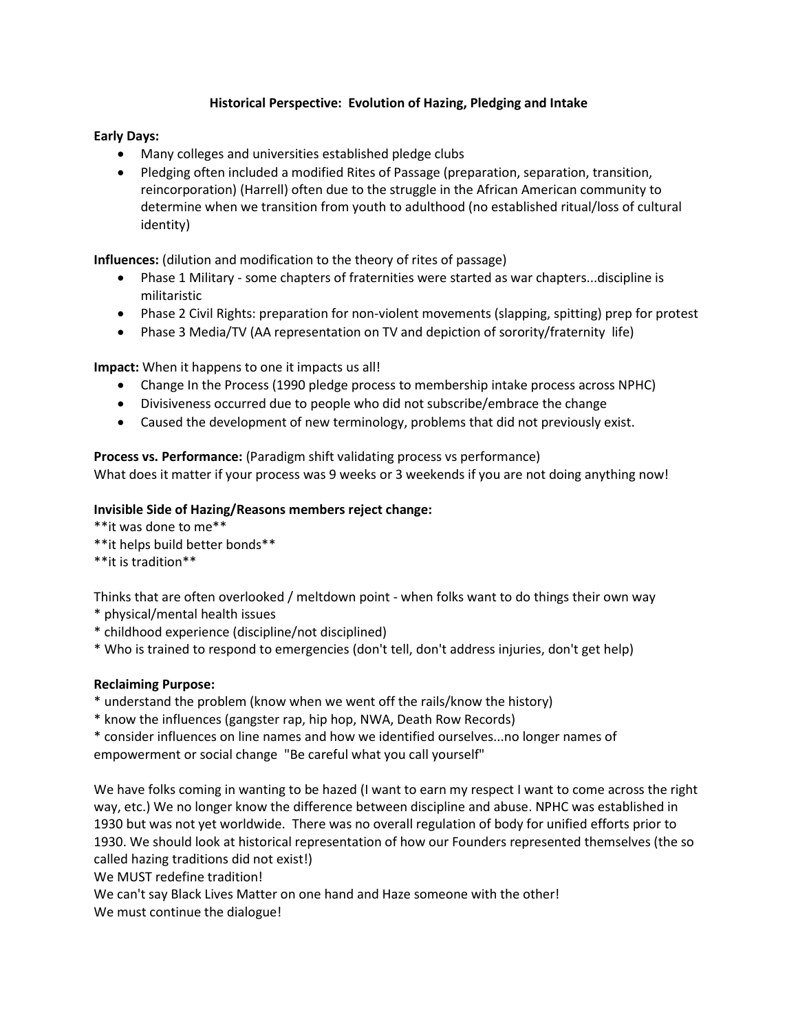## Historical Perspective: Evolution of Hazing, Pledging and Intake

**Early Days:**

- Many colleges and universities established pledge clubs
- Pledging often included a modified Rites of Passage (preparation, separation, transition, reincorporation) (Harrell) often due to the struggle in the African American community to determine when we transition from youth to adulthood (no established ritual/loss of cultural identity)

**Influences:** (dilution and modification to the theory of rites of passage)

- Phase 1 Military - some chapters of fraternities were started as war chapters...discipline is militaristic
- Phase 2 Civil Rights: preparation for non-violent movements (slapping, spitting) prep for protest
- Phase 3 Media/TV (AA representation on TV and depiction of sorority/fraternity life)

**Impact:** When it happens to one it impacts us all!

- Change In the Process (1990 pledge process to membership intake process across NPHC)
- Divisiveness occurred due to people who did not subscribe/embrace the change
- Caused the development of new terminology, problems that did not previously exist.

**Process vs. Performance:** (Paradigm shift validating process vs performance)
What does it matter if your process was 9 weeks or 3 weekends if you are not doing anything now!

**Invisible Side of Hazing/Reasons members reject change:**

**it was done to me**
**it helps build better bonds**
**it is tradition**

Thinks that are often overlooked / meltdown point - when folks want to do things their own way

* physical/mental health issues
* childhood experience (discipline/not disciplined)
* Who is trained to respond to emergencies (don't tell, don't address injuries, don't get help)

**Reclaiming Purpose:**

* understand the problem (know when we went off the rails/know the history)
* know the influences (gangster rap, hip hop, NWA, Death Row Records)
* consider influences on line names and how we identified ourselves...no longer names of empowerment or social change "Be careful what you call yourself"

We have folks coming in wanting to be hazed (I want to earn my respect I want to come across the right way, etc.) We no longer know the difference between discipline and abuse. NPHC was established in 1930 but was not yet worldwide. There was no overall regulation of body for unified efforts prior to 1930. We should look at historical representation of how our Founders represented themselves (the so called hazing traditions did not exist!)
We MUST redefine tradition!
We can't say Black Lives Matter on one hand and Haze someone with the other!
We must continue the dialogue!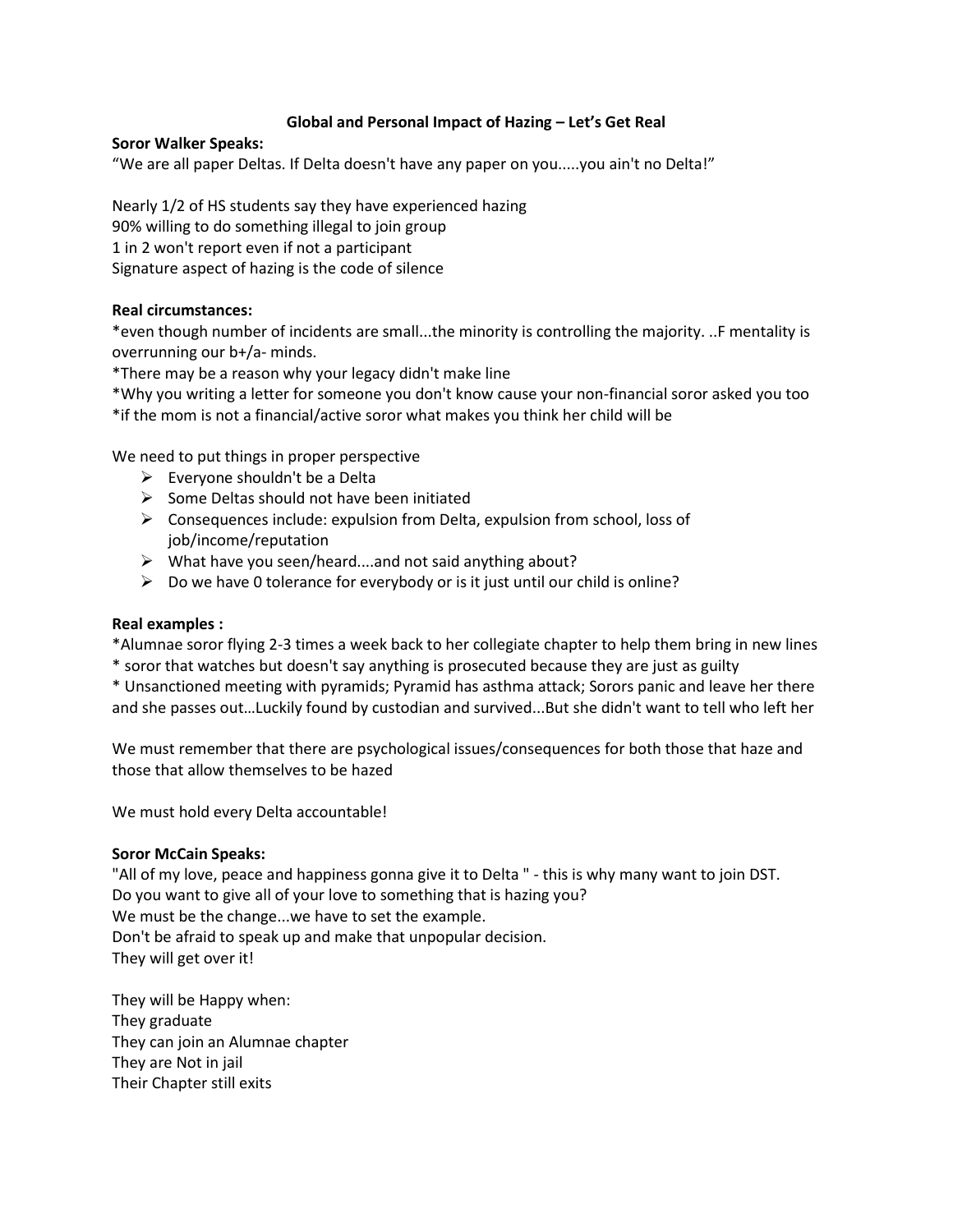# Global and Personal Impact of Hazing – Let's Get Real

**Soror Walker Speaks:**

"We are all paper Deltas. If Delta doesn't have any paper on you.....you ain't no Delta!"

Nearly 1/2 of HS students say they have experienced hazing
90% willing to do something illegal to join group
1 in 2 won't report even if not a participant
Signature aspect of hazing is the code of silence

**Real circumstances:**

*even though number of incidents are small...the minority is controlling the majority. ..F mentality is overrunning our b+/a- minds.
*There may be a reason why your legacy didn't make line
*Why you writing a letter for someone you don't know cause your non-financial soror asked you too
*if the mom is not a financial/active soror what makes you think her child will be

We need to put things in proper perspective

- Everyone shouldn't be a Delta
- Some Deltas should not have been initiated
- Consequences include: expulsion from Delta, expulsion from school, loss of job/income/reputation
- What have you seen/heard....and not said anything about?
- Do we have 0 tolerance for everybody or is it just until our child is online?

**Real examples :**

*Alumnae soror flying 2-3 times a week back to her collegiate chapter to help them bring in new lines
* soror that watches but doesn't say anything is prosecuted because they are just as guilty
* Unsanctioned meeting with pyramids; Pyramid has asthma attack; Sorors panic and leave her there and she passes out…Luckily found by custodian and survived...But she didn't want to tell who left her

We must remember that there are psychological issues/consequences for both those that haze and those that allow themselves to be hazed

We must hold every Delta accountable!

**Soror McCain Speaks:**

"All of my love, peace and happiness gonna give it to Delta " - this is why many want to join DST.
Do you want to give all of your love to something that is hazing you?
We must be the change...we have to set the example.
Don't be afraid to speak up and make that unpopular decision.
They will get over it!

They will be Happy when:
They graduate
They can join an Alumnae chapter
They are Not in jail
Their Chapter still exits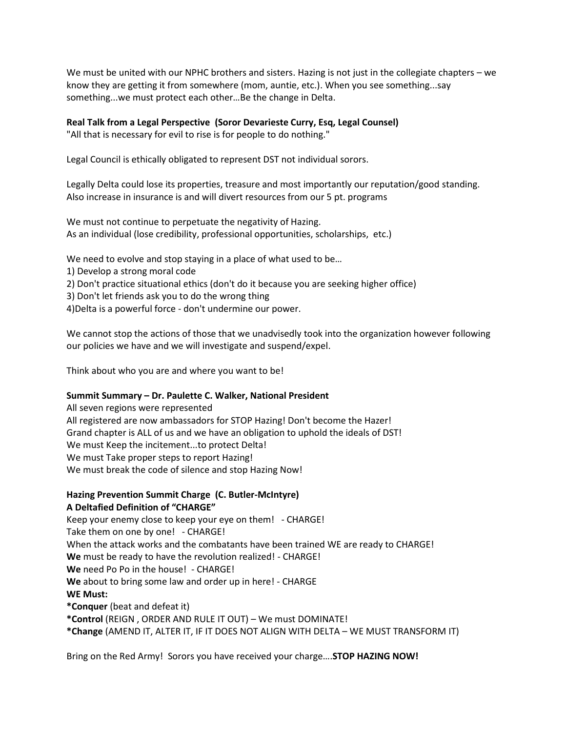We must be united with our NPHC brothers and sisters. Hazing is not just in the collegiate chapters – we know they are getting it from somewhere (mom, auntie, etc.). When you see something...say something...we must protect each other…Be the change in Delta.

**Real Talk from a Legal Perspective (Soror Devarieste Curry, Esq, Legal Counsel)**
"All that is necessary for evil to rise is for people to do nothing."

Legal Council is ethically obligated to represent DST not individual sorors.

Legally Delta could lose its properties, treasure and most importantly our reputation/good standing. Also increase in insurance is and will divert resources from our 5 pt. programs

We must not continue to perpetuate the negativity of Hazing.
As an individual (lose credibility, professional opportunities, scholarships, etc.)

We need to evolve and stop staying in a place of what used to be…
1) Develop a strong moral code
2) Don't practice situational ethics (don't do it because you are seeking higher office)
3) Don't let friends ask you to do the wrong thing
4)Delta is a powerful force - don't undermine our power.

We cannot stop the actions of those that we unadvisedly took into the organization however following our policies we have and we will investigate and suspend/expel.

Think about who you are and where you want to be!

**Summit Summary – Dr. Paulette C. Walker, National President**
All seven regions were represented
All registered are now ambassadors for STOP Hazing! Don't become the Hazer!
Grand chapter is ALL of us and we have an obligation to uphold the ideals of DST!
We must Keep the incitement...to protect Delta!
We must Take proper steps to report Hazing!
We must break the code of silence and stop Hazing Now!

**Hazing Prevention Summit Charge (C. Butler-McIntyre)**
**A Deltafied Definition of "CHARGE"**
Keep your enemy close to keep your eye on them! - CHARGE!
Take them on one by one! - CHARGE!
When the attack works and the combatants have been trained WE are ready to CHARGE!
**We** must be ready to have the revolution realized! - CHARGE!
**We** need Po Po in the house! - CHARGE!
**We** about to bring some law and order up in here! - CHARGE
**WE Must:**
***Conquer** (beat and defeat it)
***Control** (REIGN , ORDER AND RULE IT OUT) – We must DOMINATE!
***Change** (AMEND IT, ALTER IT, IF IT DOES NOT ALIGN WITH DELTA – WE MUST TRANSFORM IT)

Bring on the Red Army! Sorors you have received your charge….**STOP HAZING NOW!**